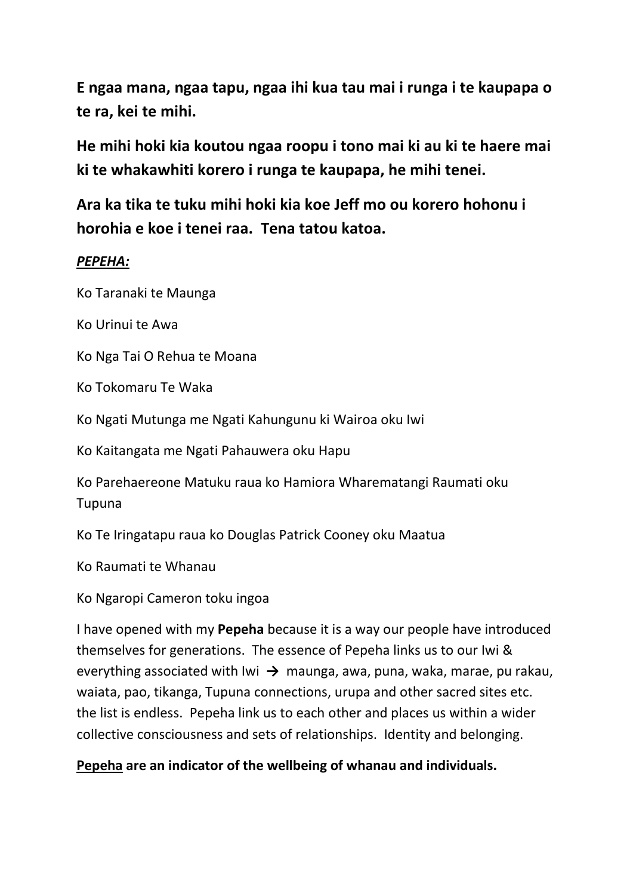**E ngaa mana, ngaa tapu, ngaa ihi kua tau mai i runga i te kaupapa o te ra, kei te mihi.**

**He mihi hoki kia koutou ngaa roopu i tono mai ki au ki te haere mai ki te whakawhiti korero i runga te kaupapa, he mihi tenei.**

**Ara ka tika te tuku mihi hoki kia koe Jeff mo ou korero hohonu i horohia e koe i tenei raa. Tena tatou katoa.**

***PEPEHA:***

Ko Taranaki te Maunga

Ko Urinui te Awa

Ko Nga Tai O Rehua te Moana

Ko Tokomaru Te Waka

Ko Ngati Mutunga me Ngati Kahungunu ki Wairoa oku Iwi

Ko Kaitangata me Ngati Pahauwera oku Hapu

Ko Parehaereone Matuku raua ko Hamiora Wharematangi Raumati oku Tupuna

Ko Te Iringatapu raua ko Douglas Patrick Cooney oku Maatua

Ko Raumati te Whanau

Ko Ngaropi Cameron toku ingoa

I have opened with my **Pepeha** because it is a way our people have introduced themselves for generations. The essence of Pepeha links us to our Iwi & everything associated with Iwi → maunga, awa, puna, waka, marae, pu rakau, waiata, pao, tikanga, Tupuna connections, urupa and other sacred sites etc. the list is endless. Pepeha link us to each other and places us within a wider collective consciousness and sets of relationships. Identity and belonging.

**Pepeha are an indicator of the wellbeing of whanau and individuals.**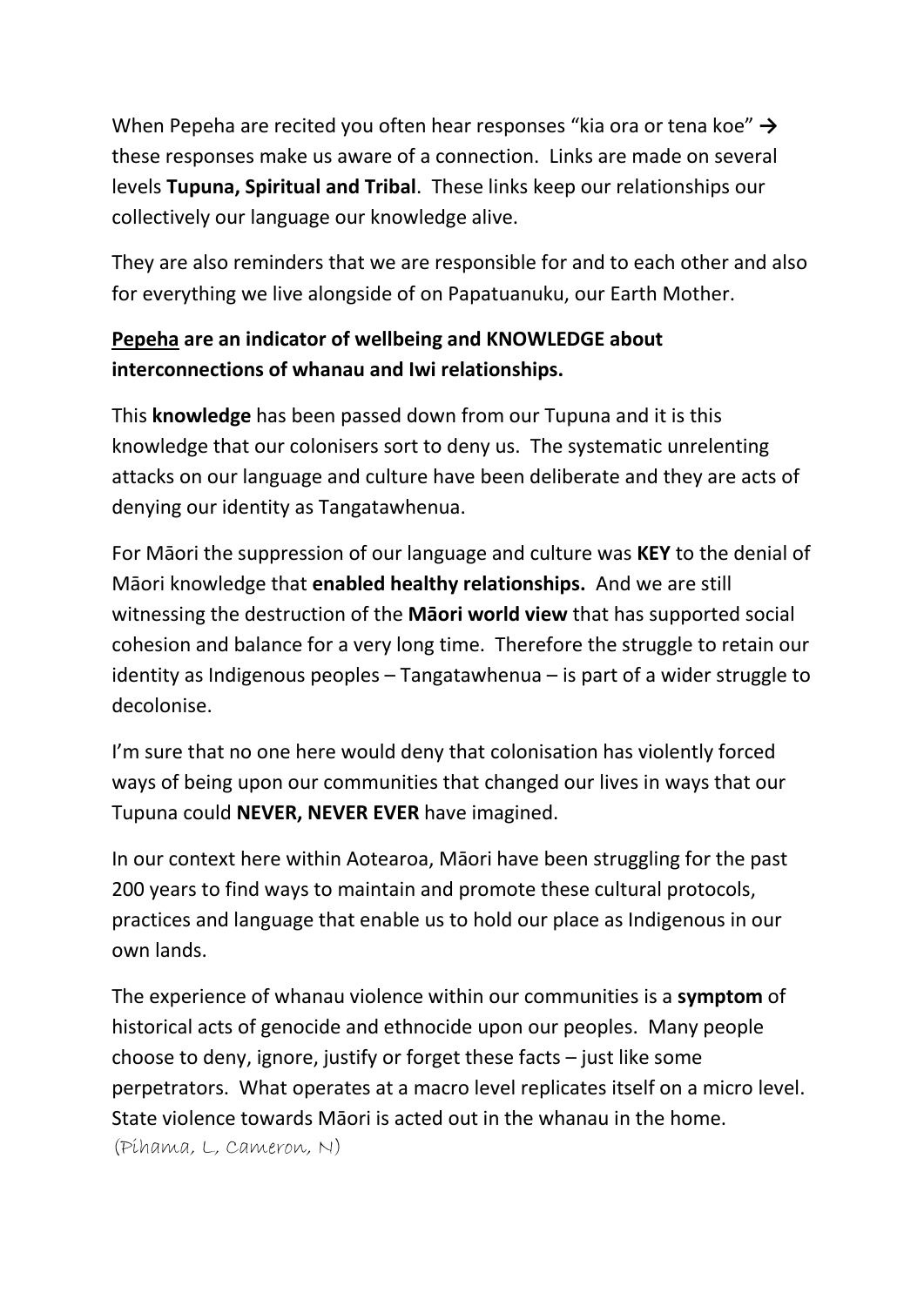When Pepeha are recited you often hear responses "kia ora or tena koe" → these responses make us aware of a connection. Links are made on several levels **Tupuna, Spiritual and Tribal**. These links keep our relationships our collectively our language our knowledge alive.

They are also reminders that we are responsible for and to each other and also for everything we live alongside of on Papatuanuku, our Earth Mother.

**<u>Pepeha</u> are an indicator of wellbeing and KNOWLEDGE about interconnections of whanau and Iwi relationships.**

This **knowledge** has been passed down from our Tupuna and it is this knowledge that our colonisers sort to deny us. The systematic unrelenting attacks on our language and culture have been deliberate and they are acts of denying our identity as Tangatawhenua.

For Māori the suppression of our language and culture was **KEY** to the denial of Māori knowledge that **enabled healthy relationships.** And we are still witnessing the destruction of the **Māori world view** that has supported social cohesion and balance for a very long time. Therefore the struggle to retain our identity as Indigenous peoples – Tangatawhenua – is part of a wider struggle to decolonise.

I'm sure that no one here would deny that colonisation has violently forced ways of being upon our communities that changed our lives in ways that our Tupuna could **NEVER, NEVER EVER** have imagined.

In our context here within Aotearoa, Māori have been struggling for the past 200 years to find ways to maintain and promote these cultural protocols, practices and language that enable us to hold our place as Indigenous in our own lands.

The experience of whanau violence within our communities is a **symptom** of historical acts of genocide and ethnocide upon our peoples. Many people choose to deny, ignore, justify or forget these facts – just like some perpetrators. What operates at a macro level replicates itself on a micro level. State violence towards Māori is acted out in the whanau in the home.
(Pihama, L, Cameron, N)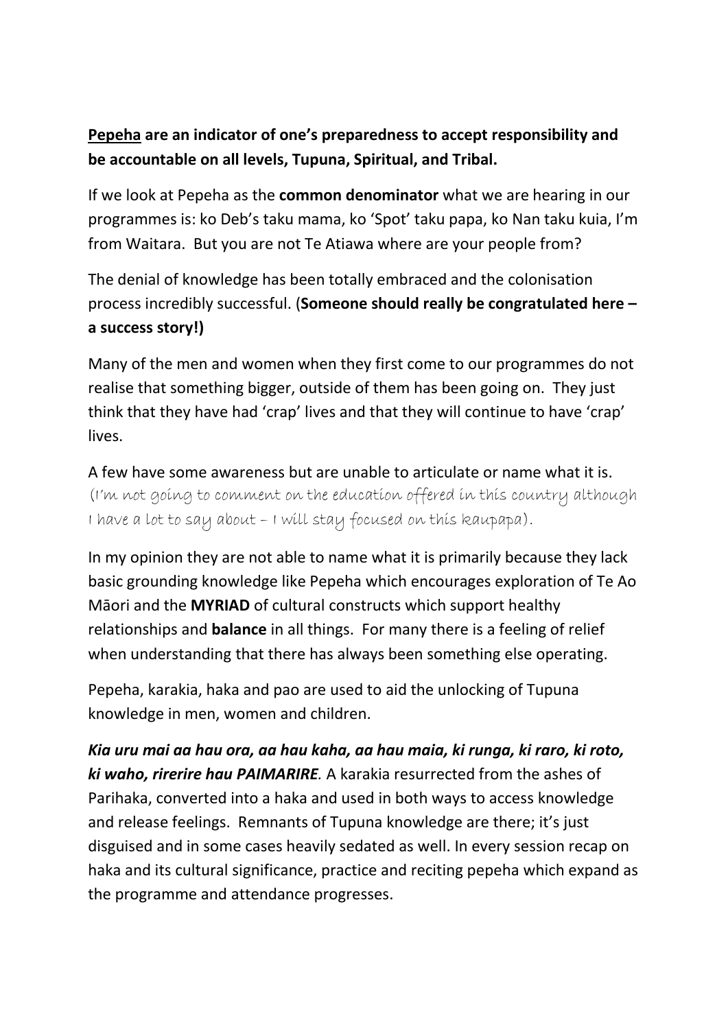**<u>Pepeha</u> are an indicator of one's preparedness to accept responsibility and be accountable on all levels, Tupuna, Spiritual, and Tribal.**

If we look at Pepeha as the **common denominator** what we are hearing in our programmes is: ko Deb's taku mama, ko 'Spot' taku papa, ko Nan taku kuia, I'm from Waitara. But you are not Te Atiawa where are your people from?

The denial of knowledge has been totally embraced and the colonisation process incredibly successful. (**Someone should really be congratulated here – a success story!)**

Many of the men and women when they first come to our programmes do not realise that something bigger, outside of them has been going on. They just think that they have had 'crap' lives and that they will continue to have 'crap' lives.

A few have some awareness but are unable to articulate or name what it is. (I'm not going to comment on the education offered in this country although I have a lot to say about – I will stay focused on this kaupapa).

In my opinion they are not able to name what it is primarily because they lack basic grounding knowledge like Pepeha which encourages exploration of Te Ao Māori and the **MYRIAD** of cultural constructs which support healthy relationships and **balance** in all things. For many there is a feeling of relief when understanding that there has always been something else operating.

Pepeha, karakia, haka and pao are used to aid the unlocking of Tupuna knowledge in men, women and children.

***Kia uru mai aa hau ora, aa hau kaha, aa hau maia, ki runga, ki raro, ki roto, ki waho, rirerire hau PAIMARIRE.*** A karakia resurrected from the ashes of Parihaka, converted into a haka and used in both ways to access knowledge and release feelings. Remnants of Tupuna knowledge are there; it's just disguised and in some cases heavily sedated as well. In every session recap on haka and its cultural significance, practice and reciting pepeha which expand as the programme and attendance progresses.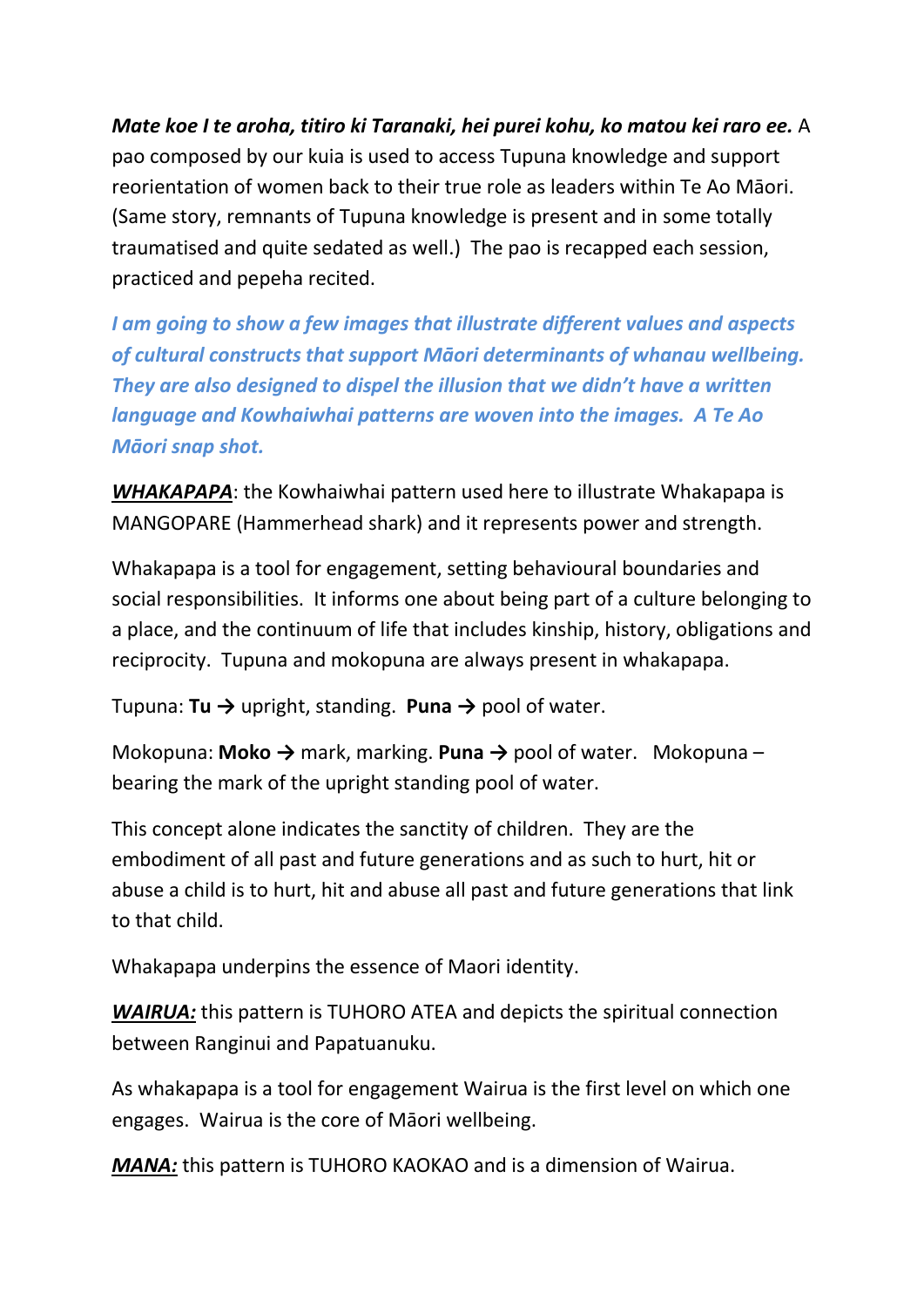***Mate koe I te aroha, titiro ki Taranaki, hei purei kohu, ko matou kei raro ee.*** A pao composed by our kuia is used to access Tupuna knowledge and support reorientation of women back to their true role as leaders within Te Ao Māori. (Same story, remnants of Tupuna knowledge is present and in some totally traumatised and quite sedated as well.) The pao is recapped each session, practiced and pepeha recited.

***I am going to show a few images that illustrate different values and aspects of cultural constructs that support Māori determinants of whanau wellbeing. They are also designed to dispel the illusion that we didn't have a written language and Kowhaiwhai patterns are woven into the images. A Te Ao Māori snap shot.***

***WHAKAPAPA***: the Kowhaiwhai pattern used here to illustrate Whakapapa is MANGOPARE (Hammerhead shark) and it represents power and strength.

Whakapapa is a tool for engagement, setting behavioural boundaries and social responsibilities. It informs one about being part of a culture belonging to a place, and the continuum of life that includes kinship, history, obligations and reciprocity. Tupuna and mokopuna are always present in whakapapa.

Tupuna: **Tu** → upright, standing. **Puna** → pool of water.

Mokopuna: **Moko** → mark, marking. **Puna** → pool of water. Mokopuna – bearing the mark of the upright standing pool of water.

This concept alone indicates the sanctity of children. They are the embodiment of all past and future generations and as such to hurt, hit or abuse a child is to hurt, hit and abuse all past and future generations that link to that child.

Whakapapa underpins the essence of Maori identity.

***WAIRUA:*** this pattern is TUHORO ATEA and depicts the spiritual connection between Ranginui and Papatuanuku.

As whakapapa is a tool for engagement Wairua is the first level on which one engages. Wairua is the core of Māori wellbeing.

***MANA:*** this pattern is TUHORO KAOKAO and is a dimension of Wairua.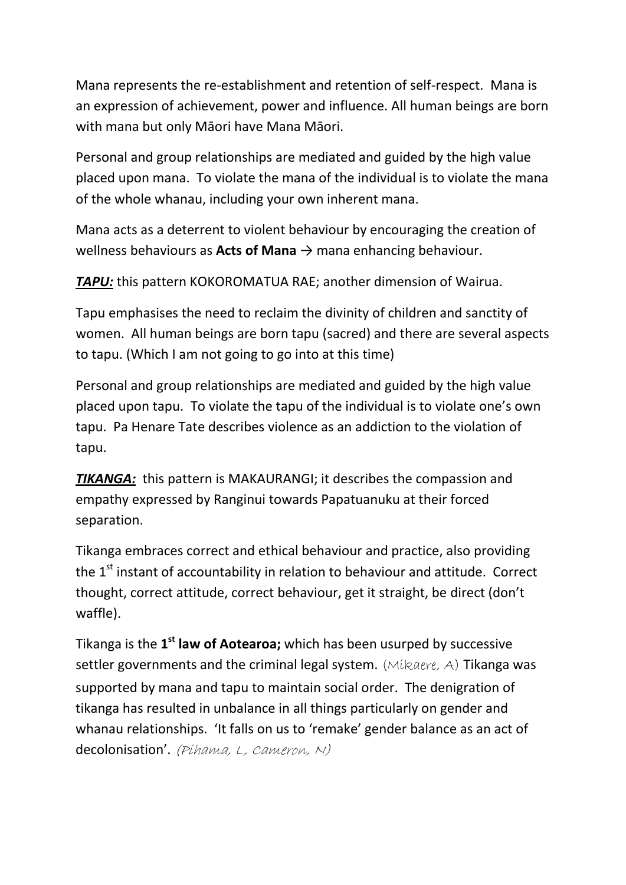Mana represents the re-establishment and retention of self-respect. Mana is an expression of achievement, power and influence. All human beings are born with mana but only Māori have Mana Māori.

Personal and group relationships are mediated and guided by the high value placed upon mana. To violate the mana of the individual is to violate the mana of the whole whanau, including your own inherent mana.

Mana acts as a deterrent to violent behaviour by encouraging the creation of wellness behaviours as **Acts of Mana** → mana enhancing behaviour.

***TAPU:*** this pattern KOKOROMATUA RAE; another dimension of Wairua.

Tapu emphasises the need to reclaim the divinity of children and sanctity of women. All human beings are born tapu (sacred) and there are several aspects to tapu. (Which I am not going to go into at this time)

Personal and group relationships are mediated and guided by the high value placed upon tapu. To violate the tapu of the individual is to violate one's own tapu. Pa Henare Tate describes violence as an addiction to the violation of tapu.

***TIKANGA:*** this pattern is MAKAURANGI; it describes the compassion and empathy expressed by Ranginui towards Papatuanuku at their forced separation.

Tikanga embraces correct and ethical behaviour and practice, also providing the 1st instant of accountability in relation to behaviour and attitude. Correct thought, correct attitude, correct behaviour, get it straight, be direct (don't waffle).

Tikanga is the **1st law of Aotearoa;** which has been usurped by successive settler governments and the criminal legal system. (Mikaere, A) Tikanga was supported by mana and tapu to maintain social order. The denigration of tikanga has resulted in unbalance in all things particularly on gender and whanau relationships. 'It falls on us to 'remake' gender balance as an act of decolonisation'. *(Pihama, L, Cameron, N)*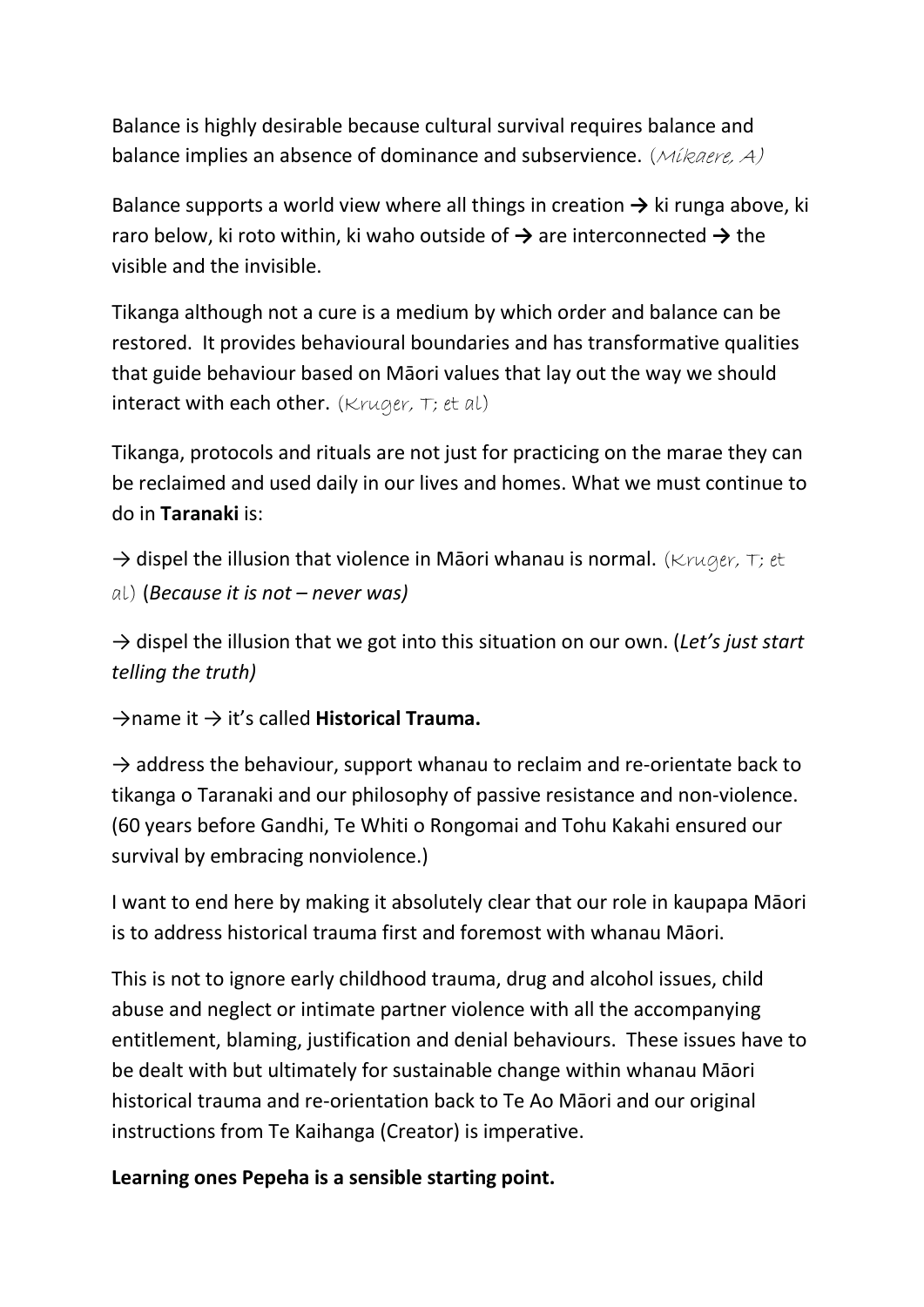Balance is highly desirable because cultural survival requires balance and balance implies an absence of dominance and subservience. (Mikaere, A)

Balance supports a world view where all things in creation → ki runga above, ki raro below, ki roto within, ki waho outside of → are interconnected → the visible and the invisible.

Tikanga although not a cure is a medium by which order and balance can be restored. It provides behavioural boundaries and has transformative qualities that guide behaviour based on Māori values that lay out the way we should interact with each other. (Kruger, T; et al)

Tikanga, protocols and rituals are not just for practicing on the marae they can be reclaimed and used daily in our lives and homes. What we must continue to do in **Taranaki** is:

→ dispel the illusion that violence in Māori whanau is normal. (Kruger, T; et al) (*Because it is not – never was)*

→ dispel the illusion that we got into this situation on our own. (*Let's just start telling the truth)*

→name it → it's called **Historical Trauma.**

→ address the behaviour, support whanau to reclaim and re-orientate back to tikanga o Taranaki and our philosophy of passive resistance and non-violence. (60 years before Gandhi, Te Whiti o Rongomai and Tohu Kakahi ensured our survival by embracing nonviolence.)

I want to end here by making it absolutely clear that our role in kaupapa Māori is to address historical trauma first and foremost with whanau Māori.

This is not to ignore early childhood trauma, drug and alcohol issues, child abuse and neglect or intimate partner violence with all the accompanying entitlement, blaming, justification and denial behaviours. These issues have to be dealt with but ultimately for sustainable change within whanau Māori historical trauma and re-orientation back to Te Ao Māori and our original instructions from Te Kaihanga (Creator) is imperative.

**Learning ones Pepeha is a sensible starting point.**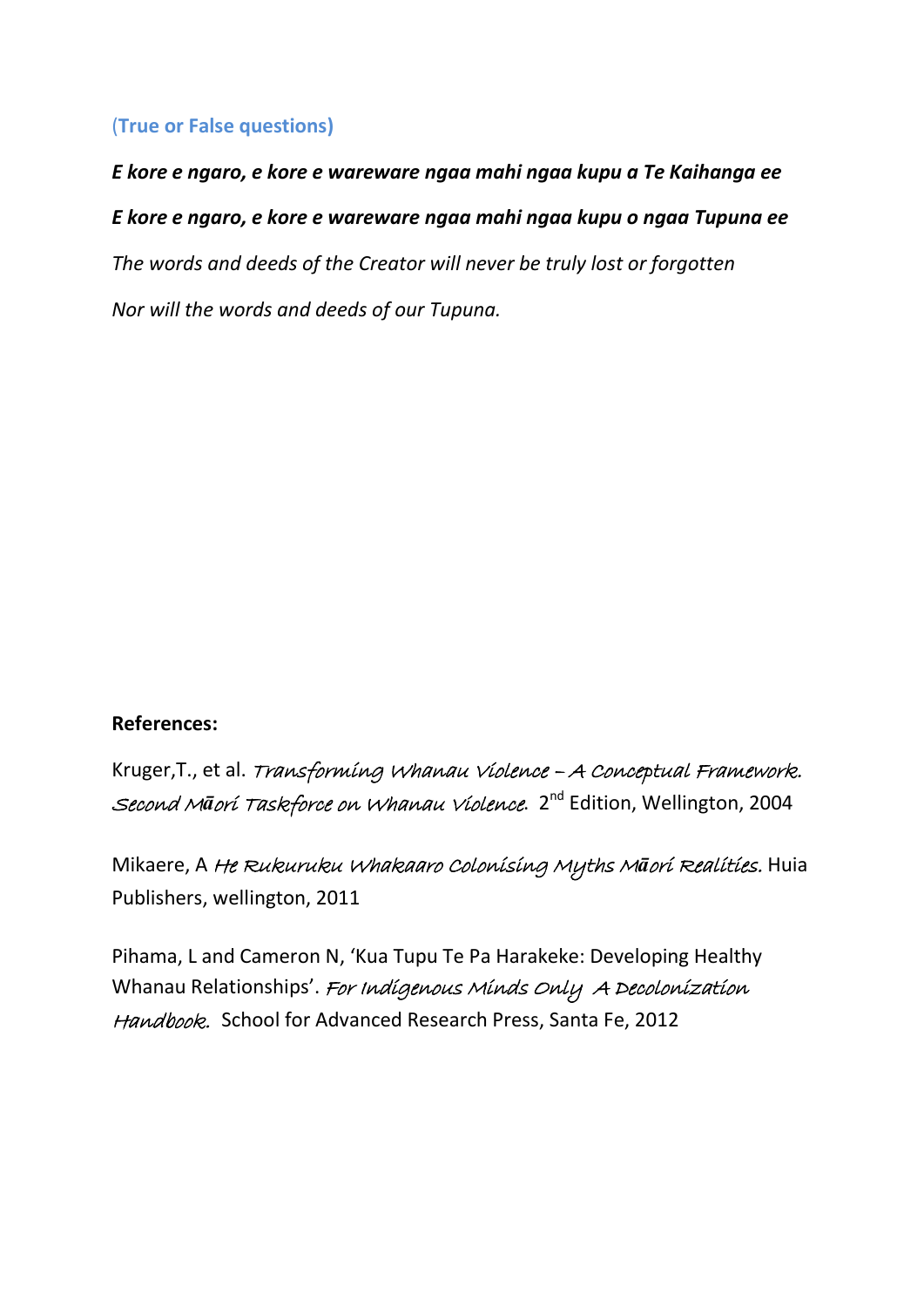(**True or False questions)**

***E kore e ngaro, e kore e wareware ngaa mahi ngaa kupu a Te Kaihanga ee***

***E kore e ngaro, e kore e wareware ngaa mahi ngaa kupu o ngaa Tupuna ee***

*The words and deeds of the Creator will never be truly lost or forgotten*

*Nor will the words and deeds of our Tupuna.*

**References:**

Kruger,T., et al. *Transforming Whanau Violence – A Conceptual Framework. Second Māori Taskforce on Whanau Violence*. 2nd Edition, Wellington, 2004

Mikaere, A *He Rukuruku Whakaaro Colonising Myths Māori Realities.* Huia Publishers, wellington, 2011

Pihama, L and Cameron N, 'Kua Tupu Te Pa Harakeke: Developing Healthy Whanau Relationships'. *For Indigenous Minds Only A Decolonization Handbook.* School for Advanced Research Press, Santa Fe, 2012